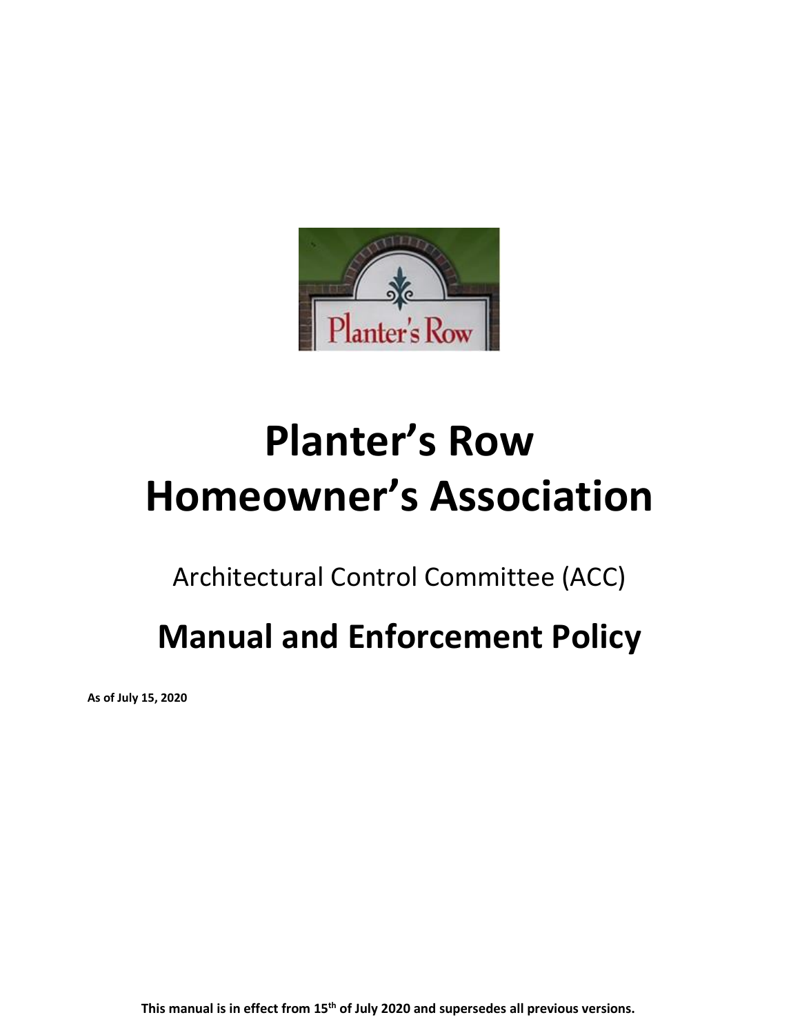# Planter's Row Homeowner's Association

## Architectural Control Committee (ACC)

# Manual and Enforcement Policy

**As of July 15, 2020**

**This manual is in effect from 15th of July 2020 and supersedes all previous versions.**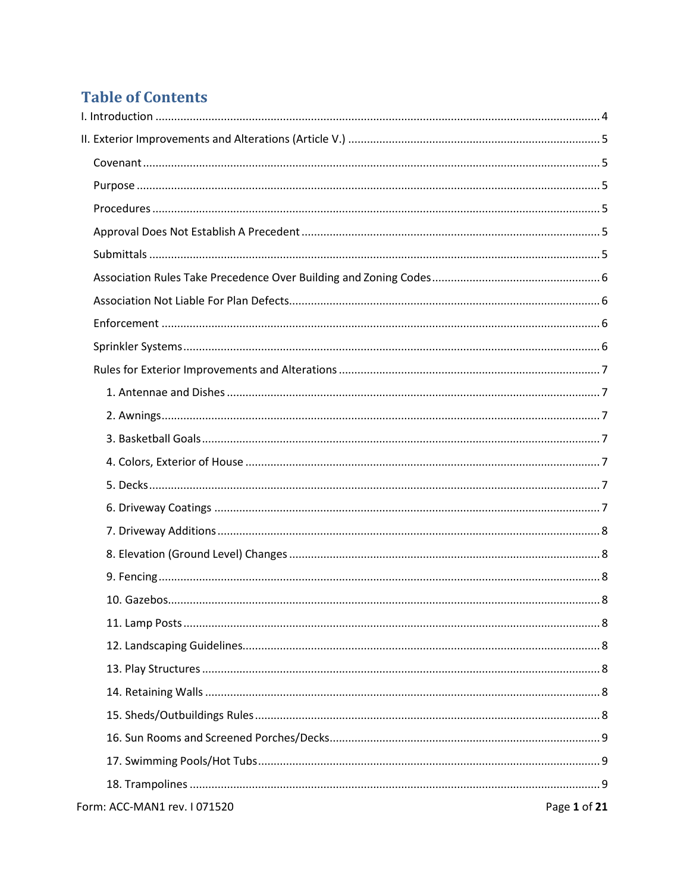# Table of Contents

I. Introduction ..... 4

II. Exterior Improvements and Alterations (Article V.) ..... 5

- Covenant ..... 5
- Purpose ..... 5
- Procedures ..... 5
- Approval Does Not Establish A Precedent ..... 5
- Submittals ..... 5
- Association Rules Take Precedence Over Building and Zoning Codes ..... 6
- Association Not Liable For Plan Defects ..... 6
- Enforcement ..... 6
- Sprinkler Systems ..... 6
- Rules for Exterior Improvements and Alterations ..... 7
  - 1. Antennae and Dishes ..... 7
  - 2. Awnings ..... 7
  - 3. Basketball Goals ..... 7
  - 4. Colors, Exterior of House ..... 7
  - 5. Decks ..... 7
  - 6. Driveway Coatings ..... 7
  - 7. Driveway Additions ..... 8
  - 8. Elevation (Ground Level) Changes ..... 8
  - 9. Fencing ..... 8
  - 10. Gazebos ..... 8
  - 11. Lamp Posts ..... 8
  - 12. Landscaping Guidelines ..... 8
  - 13. Play Structures ..... 8
  - 14. Retaining Walls ..... 8
  - 15. Sheds/Outbuildings Rules ..... 8
  - 16. Sun Rooms and Screened Porches/Decks ..... 9
  - 17. Swimming Pools/Hot Tubs ..... 9
  - 18. Trampolines ..... 9

Form: ACC-MAN1 rev. I 071520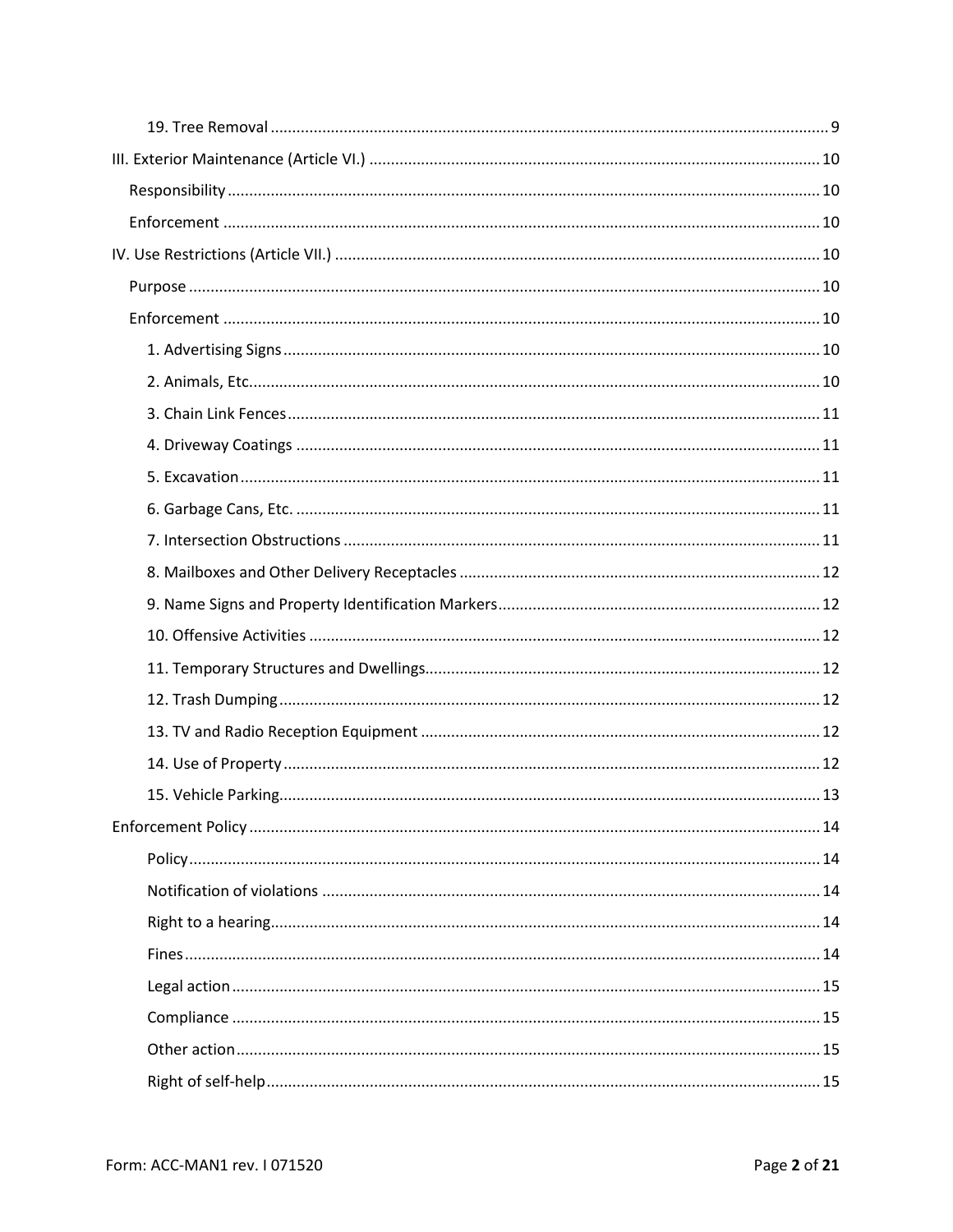- 19. Tree Removal ........ 9
- III. Exterior Maintenance (Article VI.) ........ 10
  - Responsibility ........ 10
  - Enforcement ........ 10
- IV. Use Restrictions (Article VII.) ........ 10
  - Purpose ........ 10
  - Enforcement ........ 10
    - 1. Advertising Signs ........ 10
    - 2. Animals, Etc. ........ 10
    - 3. Chain Link Fences ........ 11
    - 4. Driveway Coatings ........ 11
    - 5. Excavation ........ 11
    - 6. Garbage Cans, Etc. ........ 11
    - 7. Intersection Obstructions ........ 11
    - 8. Mailboxes and Other Delivery Receptacles ........ 12
    - 9. Name Signs and Property Identification Markers ........ 12
    - 10. Offensive Activities ........ 12
    - 11. Temporary Structures and Dwellings ........ 12
    - 12. Trash Dumping ........ 12
    - 13. TV and Radio Reception Equipment ........ 12
    - 14. Use of Property ........ 12
    - 15. Vehicle Parking ........ 13
- Enforcement Policy ........ 14
  - Policy ........ 14
  - Notification of violations ........ 14
  - Right to a hearing ........ 14
  - Fines ........ 14
  - Legal action ........ 15
  - Compliance ........ 15
  - Other action ........ 15
  - Right of self-help ........ 15

Form: ACC-MAN1 rev. I 071520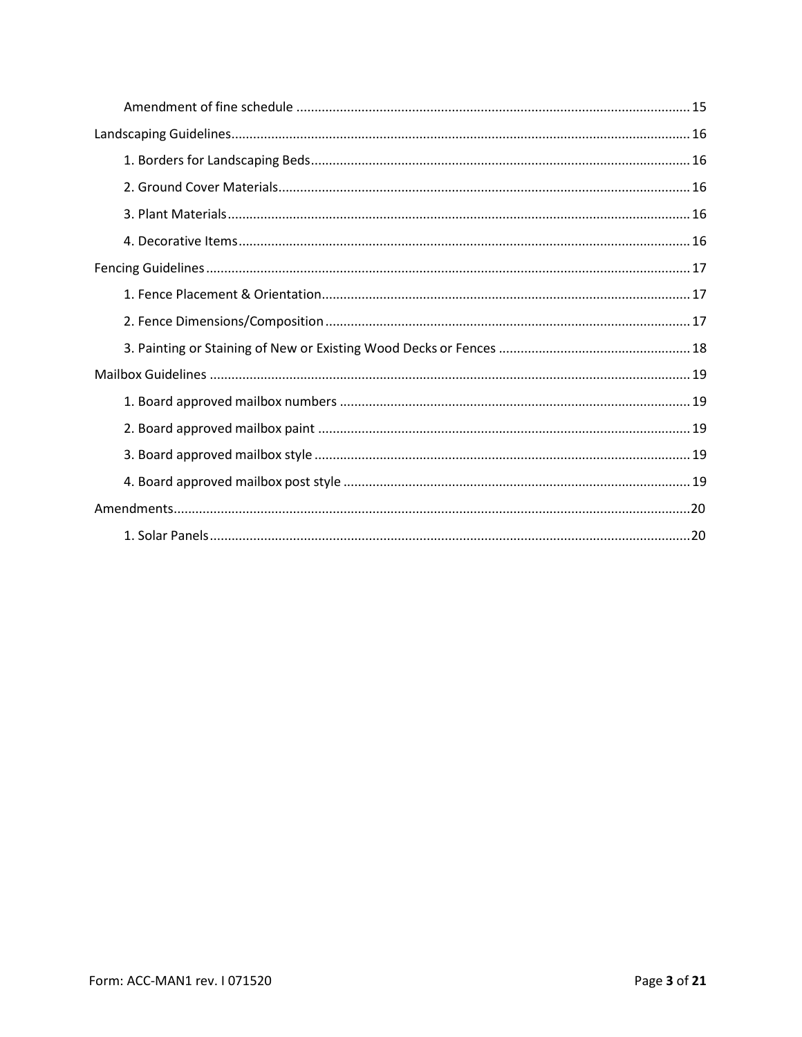Amendment of fine schedule ............................................................................................ 15

Landscaping Guidelines ............................................................................................ 16

1. Borders for Landscaping Beds ............................................................................................ 16

2. Ground Cover Materials ............................................................................................ 16

3. Plant Materials ............................................................................................ 16

4. Decorative Items ............................................................................................ 16

Fencing Guidelines ............................................................................................ 17

1. Fence Placement & Orientation ............................................................................................ 17

2. Fence Dimensions/Composition ............................................................................................ 17

3. Painting or Staining of New or Existing Wood Decks or Fences ............................................................................................ 18

Mailbox Guidelines ............................................................................................ 19

1. Board approved mailbox numbers ............................................................................................ 19

2. Board approved mailbox paint ............................................................................................ 19

3. Board approved mailbox style ............................................................................................ 19

4. Board approved mailbox post style ............................................................................................ 19

Amendments ............................................................................................ 20

1. Solar Panels ............................................................................................ 20

Form: ACC-MAN1 rev. I 071520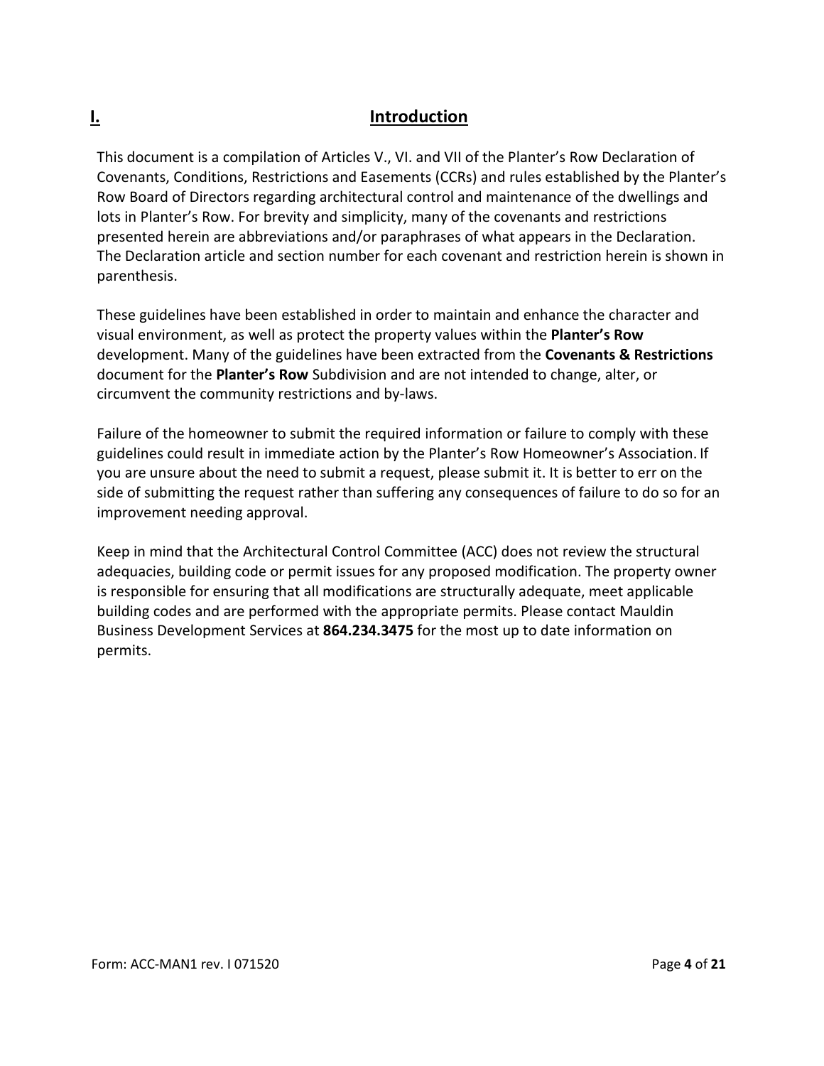# I. Introduction

This document is a compilation of Articles V., VI. and VII of the Planter's Row Declaration of Covenants, Conditions, Restrictions and Easements (CCRs) and rules established by the Planter's Row Board of Directors regarding architectural control and maintenance of the dwellings and lots in Planter's Row. For brevity and simplicity, many of the covenants and restrictions presented herein are abbreviations and/or paraphrases of what appears in the Declaration. The Declaration article and section number for each covenant and restriction herein is shown in parenthesis.

These guidelines have been established in order to maintain and enhance the character and visual environment, as well as protect the property values within the **Planter's Row** development. Many of the guidelines have been extracted from the **Covenants & Restrictions** document for the **Planter's Row** Subdivision and are not intended to change, alter, or circumvent the community restrictions and by-laws.

Failure of the homeowner to submit the required information or failure to comply with these guidelines could result in immediate action by the Planter's Row Homeowner's Association. If you are unsure about the need to submit a request, please submit it. It is better to err on the side of submitting the request rather than suffering any consequences of failure to do so for an improvement needing approval.

Keep in mind that the Architectural Control Committee (ACC) does not review the structural adequacies, building code or permit issues for any proposed modification. The property owner is responsible for ensuring that all modifications are structurally adequate, meet applicable building codes and are performed with the appropriate permits. Please contact Mauldin Business Development Services at **864.234.3475** for the most up to date information on permits.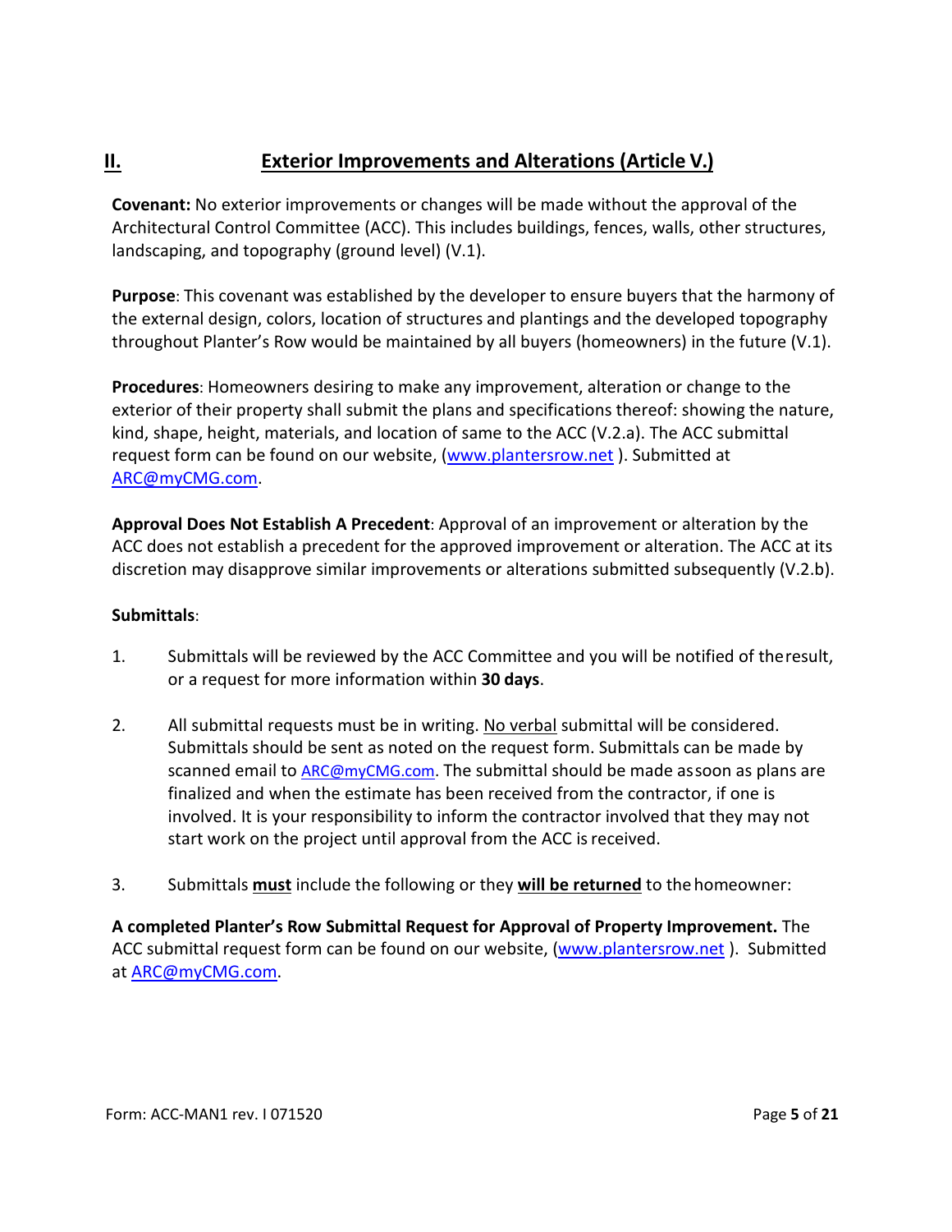## II. Exterior Improvements and Alterations (Article V.)

**Covenant:** No exterior improvements or changes will be made without the approval of the Architectural Control Committee (ACC). This includes buildings, fences, walls, other structures, landscaping, and topography (ground level) (V.1).

**Purpose**: This covenant was established by the developer to ensure buyers that the harmony of the external design, colors, location of structures and plantings and the developed topography throughout Planter's Row would be maintained by all buyers (homeowners) in the future (V.1).

**Procedures**: Homeowners desiring to make any improvement, alteration or change to the exterior of their property shall submit the plans and specifications thereof: showing the nature, kind, shape, height, materials, and location of same to the ACC (V.2.a). The ACC submittal request form can be found on our website, (www.plantersrow.net ). Submitted at ARC@myCMG.com.

**Approval Does Not Establish A Precedent**: Approval of an improvement or alteration by the ACC does not establish a precedent for the approved improvement or alteration. The ACC at its discretion may disapprove similar improvements or alterations submitted subsequently (V.2.b).

**Submittals**:

1. Submittals will be reviewed by the ACC Committee and you will be notified of the result, or a request for more information within **30 days**.

2. All submittal requests must be in writing. <u>No verbal</u> submittal will be considered. Submittals should be sent as noted on the request form. Submittals can be made by scanned email to ARC@myCMG.com. The submittal should be made as soon as plans are finalized and when the estimate has been received from the contractor, if one is involved. It is your responsibility to inform the contractor involved that they may not start work on the project until approval from the ACC is received.

3. Submittals <u>**must**</u> include the following or they <u>**will be returned**</u> to the homeowner:

**A completed Planter's Row Submittal Request for Approval of Property Improvement.** The ACC submittal request form can be found on our website, (www.plantersrow.net ). Submitted at ARC@myCMG.com.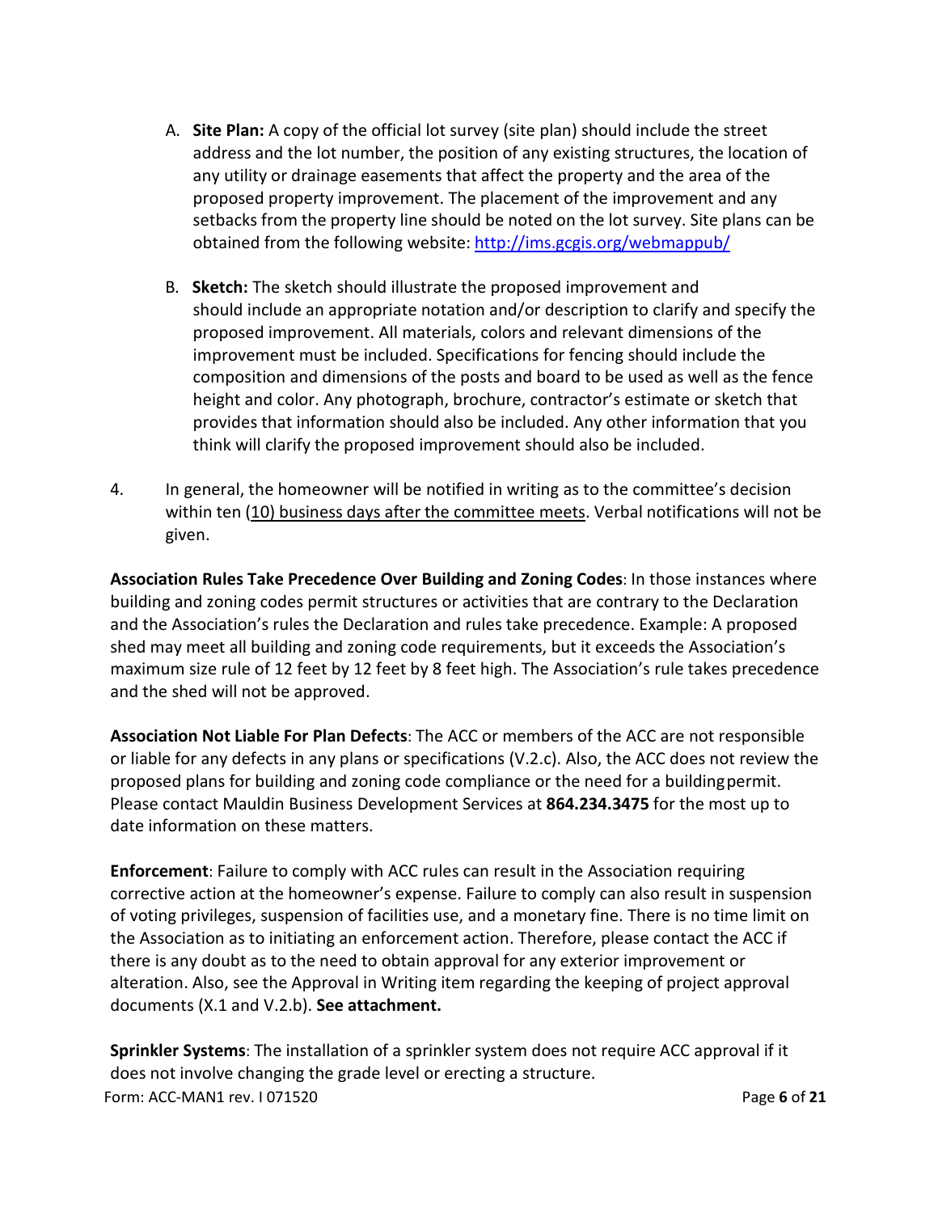A. **Site Plan:** A copy of the official lot survey (site plan) should include the street address and the lot number, the position of any existing structures, the location of any utility or drainage easements that affect the property and the area of the proposed property improvement. The placement of the improvement and any setbacks from the property line should be noted on the lot survey. Site plans can be obtained from the following website: [http://ims.gcgis.org/webmappub/](http://ims.gcgis.org/webmappub/)

B. **Sketch:** The sketch should illustrate the proposed improvement and should include an appropriate notation and/or description to clarify and specify the proposed improvement. All materials, colors and relevant dimensions of the improvement must be included. Specifications for fencing should include the composition and dimensions of the posts and board to be used as well as the fence height and color. Any photograph, brochure, contractor's estimate or sketch that provides that information should also be included. Any other information that you think will clarify the proposed improvement should also be included.

4. In general, the homeowner will be notified in writing as to the committee's decision within ten (10) business days after the committee meets. Verbal notifications will not be given.

**Association Rules Take Precedence Over Building and Zoning Codes**: In those instances where building and zoning codes permit structures or activities that are contrary to the Declaration and the Association's rules the Declaration and rules take precedence. Example: A proposed shed may meet all building and zoning code requirements, but it exceeds the Association's maximum size rule of 12 feet by 12 feet by 8 feet high. The Association's rule takes precedence and the shed will not be approved.

**Association Not Liable For Plan Defects**: The ACC or members of the ACC are not responsible or liable for any defects in any plans or specifications (V.2.c). Also, the ACC does not review the proposed plans for building and zoning code compliance or the need for a building permit. Please contact Mauldin Business Development Services at **864.234.3475** for the most up to date information on these matters.

**Enforcement**: Failure to comply with ACC rules can result in the Association requiring corrective action at the homeowner's expense. Failure to comply can also result in suspension of voting privileges, suspension of facilities use, and a monetary fine. There is no time limit on the Association as to initiating an enforcement action. Therefore, please contact the ACC if there is any doubt as to the need to obtain approval for any exterior improvement or alteration. Also, see the Approval in Writing item regarding the keeping of project approval documents (X.1 and V.2.b). **See attachment.**

**Sprinkler Systems**: The installation of a sprinkler system does not require ACC approval if it does not involve changing the grade level or erecting a structure.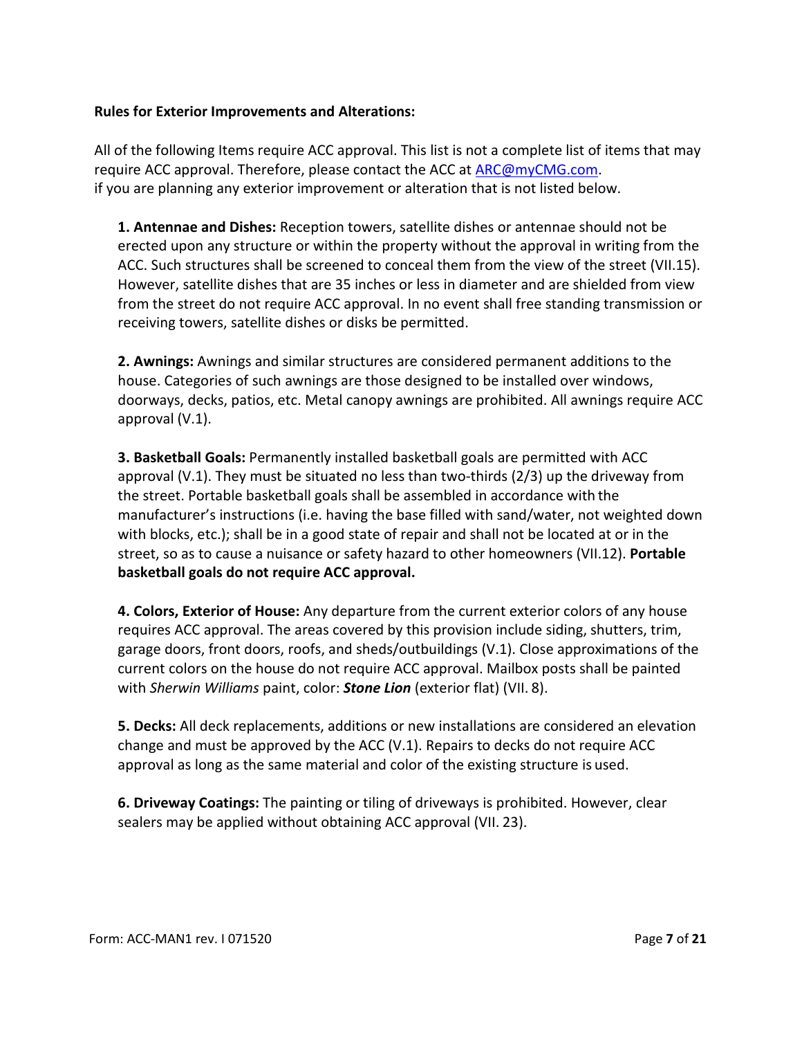**Rules for Exterior Improvements and Alterations:**

All of the following Items require ACC approval. This list is not a complete list of items that may require ACC approval. Therefore, please contact the ACC at ARC@myCMG.com.
if you are planning any exterior improvement or alteration that is not listed below.

**1. Antennae and Dishes:** Reception towers, satellite dishes or antennae should not be erected upon any structure or within the property without the approval in writing from the ACC. Such structures shall be screened to conceal them from the view of the street (VII.15). However, satellite dishes that are 35 inches or less in diameter and are shielded from view from the street do not require ACC approval. In no event shall free standing transmission or receiving towers, satellite dishes or disks be permitted.

**2. Awnings:** Awnings and similar structures are considered permanent additions to the house. Categories of such awnings are those designed to be installed over windows, doorways, decks, patios, etc. Metal canopy awnings are prohibited. All awnings require ACC approval (V.1).

**3. Basketball Goals:** Permanently installed basketball goals are permitted with ACC approval (V.1). They must be situated no less than two-thirds (2/3) up the driveway from the street. Portable basketball goals shall be assembled in accordance with the manufacturer's instructions (i.e. having the base filled with sand/water, not weighted down with blocks, etc.); shall be in a good state of repair and shall not be located at or in the street, so as to cause a nuisance or safety hazard to other homeowners (VII.12). **Portable basketball goals do not require ACC approval.**

**4. Colors, Exterior of House:** Any departure from the current exterior colors of any house requires ACC approval. The areas covered by this provision include siding, shutters, trim, garage doors, front doors, roofs, and sheds/outbuildings (V.1). Close approximations of the current colors on the house do not require ACC approval. Mailbox posts shall be painted with *Sherwin Williams* paint, color: ***Stone Lion*** (exterior flat) (VII. 8).

**5. Decks:** All deck replacements, additions or new installations are considered an elevation change and must be approved by the ACC (V.1). Repairs to decks do not require ACC approval as long as the same material and color of the existing structure is used.

**6. Driveway Coatings:** The painting or tiling of driveways is prohibited. However, clear sealers may be applied without obtaining ACC approval (VII. 23).

Form: ACC-MAN1 rev. I 071520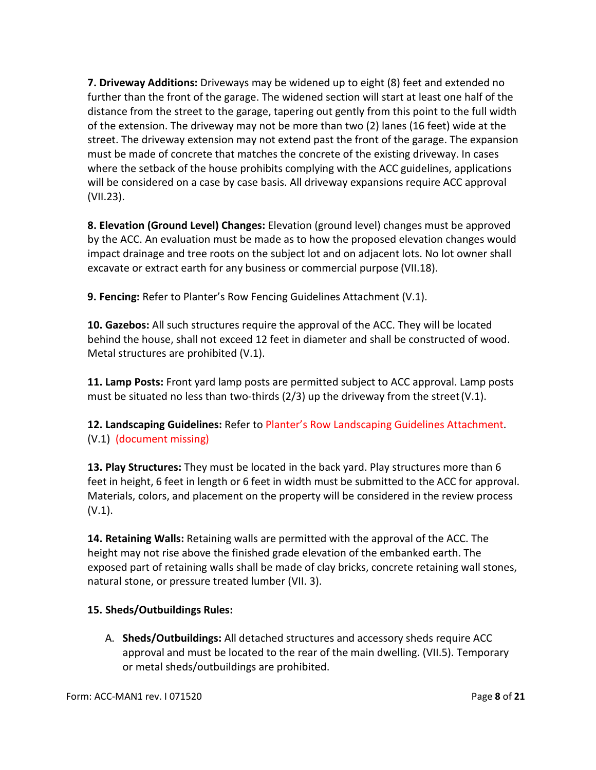**7. Driveway Additions:** Driveways may be widened up to eight (8) feet and extended no further than the front of the garage. The widened section will start at least one half of the distance from the street to the garage, tapering out gently from this point to the full width of the extension. The driveway may not be more than two (2) lanes (16 feet) wide at the street. The driveway extension may not extend past the front of the garage. The expansion must be made of concrete that matches the concrete of the existing driveway. In cases where the setback of the house prohibits complying with the ACC guidelines, applications will be considered on a case by case basis. All driveway expansions require ACC approval (VII.23).

**8. Elevation (Ground Level) Changes:** Elevation (ground level) changes must be approved by the ACC. An evaluation must be made as to how the proposed elevation changes would impact drainage and tree roots on the subject lot and on adjacent lots. No lot owner shall excavate or extract earth for any business or commercial purpose (VII.18).

**9. Fencing:** Refer to Planter's Row Fencing Guidelines Attachment (V.1).

**10. Gazebos:** All such structures require the approval of the ACC. They will be located behind the house, shall not exceed 12 feet in diameter and shall be constructed of wood. Metal structures are prohibited (V.1).

**11. Lamp Posts:** Front yard lamp posts are permitted subject to ACC approval. Lamp posts must be situated no less than two-thirds (2/3) up the driveway from the street (V.1).

**12. Landscaping Guidelines:** Refer to Planter's Row Landscaping Guidelines Attachment. (V.1) (document missing)

**13. Play Structures:** They must be located in the back yard. Play structures more than 6 feet in height, 6 feet in length or 6 feet in width must be submitted to the ACC for approval. Materials, colors, and placement on the property will be considered in the review process (V.1).

**14. Retaining Walls:** Retaining walls are permitted with the approval of the ACC. The height may not rise above the finished grade elevation of the embanked earth. The exposed part of retaining walls shall be made of clay bricks, concrete retaining wall stones, natural stone, or pressure treated lumber (VII. 3).

**15. Sheds/Outbuildings Rules:**

A. **Sheds/Outbuildings:** All detached structures and accessory sheds require ACC approval and must be located to the rear of the main dwelling. (VII.5). Temporary or metal sheds/outbuildings are prohibited.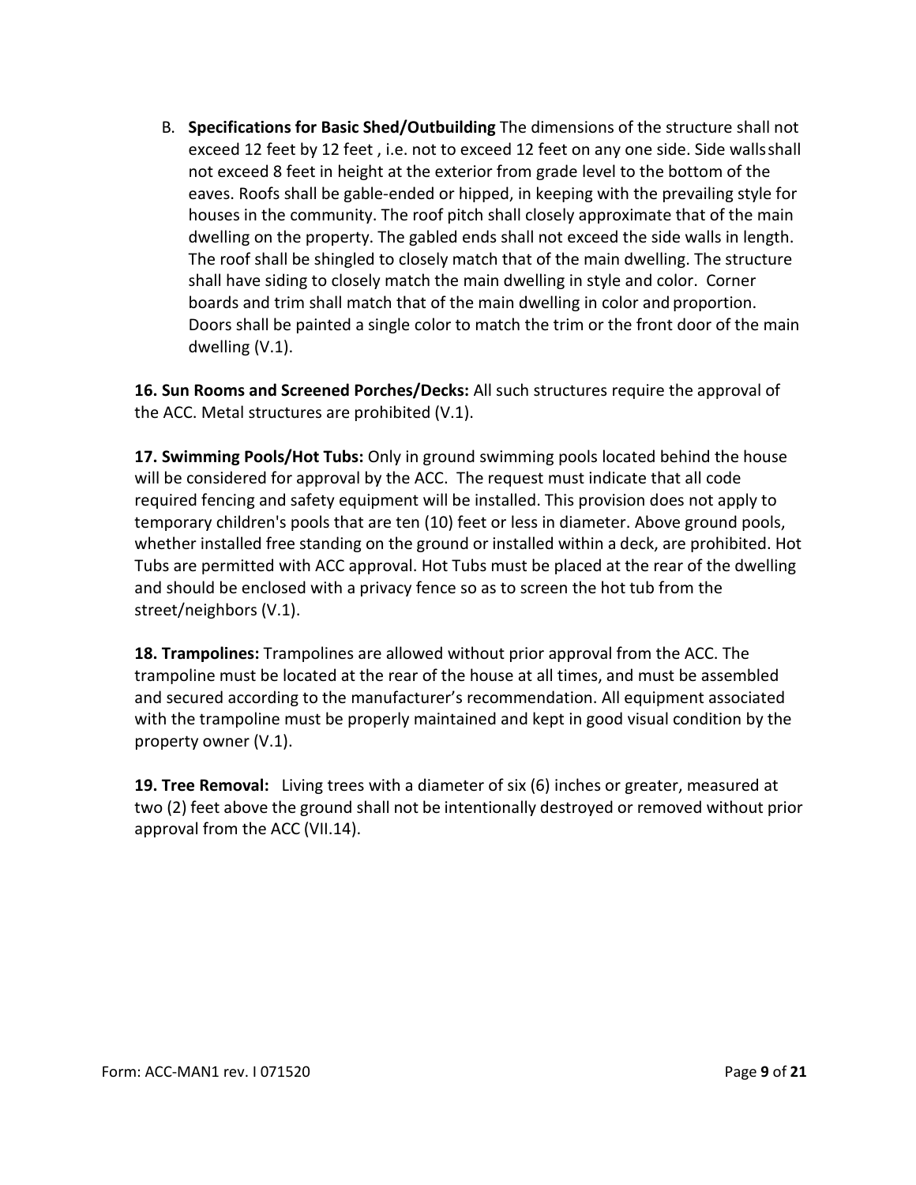B. **Specifications for Basic Shed/Outbuilding** The dimensions of the structure shall not exceed 12 feet by 12 feet , i.e. not to exceed 12 feet on any one side. Side walls shall not exceed 8 feet in height at the exterior from grade level to the bottom of the eaves. Roofs shall be gable-ended or hipped, in keeping with the prevailing style for houses in the community. The roof pitch shall closely approximate that of the main dwelling on the property. The gabled ends shall not exceed the side walls in length. The roof shall be shingled to closely match that of the main dwelling. The structure shall have siding to closely match the main dwelling in style and color. Corner boards and trim shall match that of the main dwelling in color and proportion. Doors shall be painted a single color to match the trim or the front door of the main dwelling (V.1).

**16. Sun Rooms and Screened Porches/Decks:** All such structures require the approval of the ACC. Metal structures are prohibited (V.1).

**17. Swimming Pools/Hot Tubs:** Only in ground swimming pools located behind the house will be considered for approval by the ACC. The request must indicate that all code required fencing and safety equipment will be installed. This provision does not apply to temporary children's pools that are ten (10) feet or less in diameter. Above ground pools, whether installed free standing on the ground or installed within a deck, are prohibited. Hot Tubs are permitted with ACC approval. Hot Tubs must be placed at the rear of the dwelling and should be enclosed with a privacy fence so as to screen the hot tub from the street/neighbors (V.1).

**18. Trampolines:** Trampolines are allowed without prior approval from the ACC. The trampoline must be located at the rear of the house at all times, and must be assembled and secured according to the manufacturer's recommendation. All equipment associated with the trampoline must be properly maintained and kept in good visual condition by the property owner (V.1).

**19. Tree Removal:** Living trees with a diameter of six (6) inches or greater, measured at two (2) feet above the ground shall not be intentionally destroyed or removed without prior approval from the ACC (VII.14).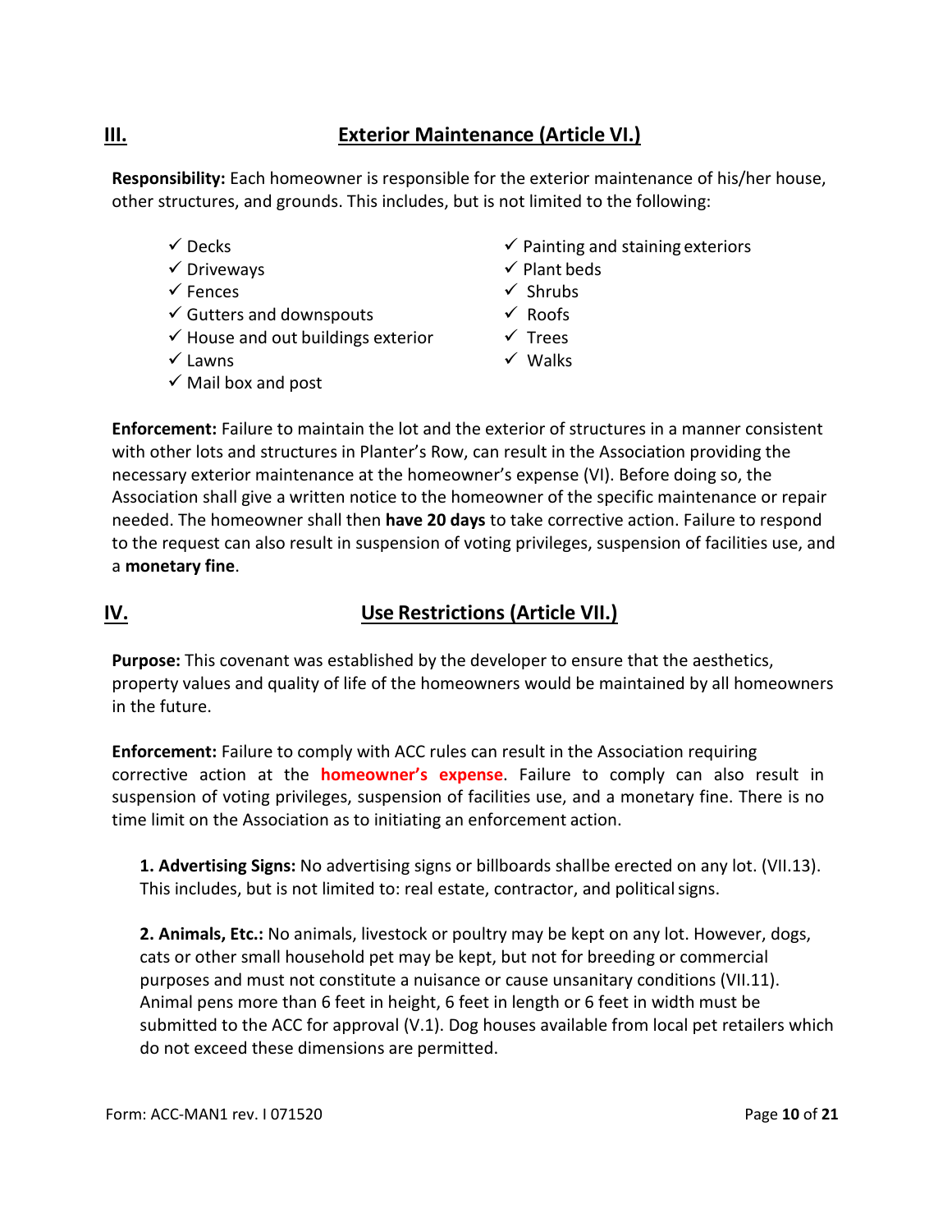## III. Exterior Maintenance (Article VI.)

**Responsibility:** Each homeowner is responsible for the exterior maintenance of his/her house, other structures, and grounds. This includes, but is not limited to the following:

- ✓ Decks
- ✓ Driveways
- ✓ Fences
- ✓ Gutters and downspouts
- ✓ House and out buildings exterior
- ✓ Lawns
- ✓ Mail box and post
- ✓ Painting and staining exteriors
- ✓ Plant beds
- ✓ Shrubs
- ✓ Roofs
- ✓ Trees
- ✓ Walks

**Enforcement:** Failure to maintain the lot and the exterior of structures in a manner consistent with other lots and structures in Planter's Row, can result in the Association providing the necessary exterior maintenance at the homeowner's expense (VI). Before doing so, the Association shall give a written notice to the homeowner of the specific maintenance or repair needed. The homeowner shall then **have 20 days** to take corrective action. Failure to respond to the request can also result in suspension of voting privileges, suspension of facilities use, and a **monetary fine**.

## IV. Use Restrictions (Article VII.)

**Purpose:** This covenant was established by the developer to ensure that the aesthetics, property values and quality of life of the homeowners would be maintained by all homeowners in the future.

**Enforcement:** Failure to comply with ACC rules can result in the Association requiring corrective action at the **homeowner's expense**. Failure to comply can also result in suspension of voting privileges, suspension of facilities use, and a monetary fine. There is no time limit on the Association as to initiating an enforcement action.

**1. Advertising Signs:** No advertising signs or billboards shall be erected on any lot. (VII.13). This includes, but is not limited to: real estate, contractor, and political signs.

**2. Animals, Etc.:** No animals, livestock or poultry may be kept on any lot. However, dogs, cats or other small household pet may be kept, but not for breeding or commercial purposes and must not constitute a nuisance or cause unsanitary conditions (VII.11). Animal pens more than 6 feet in height, 6 feet in length or 6 feet in width must be submitted to the ACC for approval (V.1). Dog houses available from local pet retailers which do not exceed these dimensions are permitted.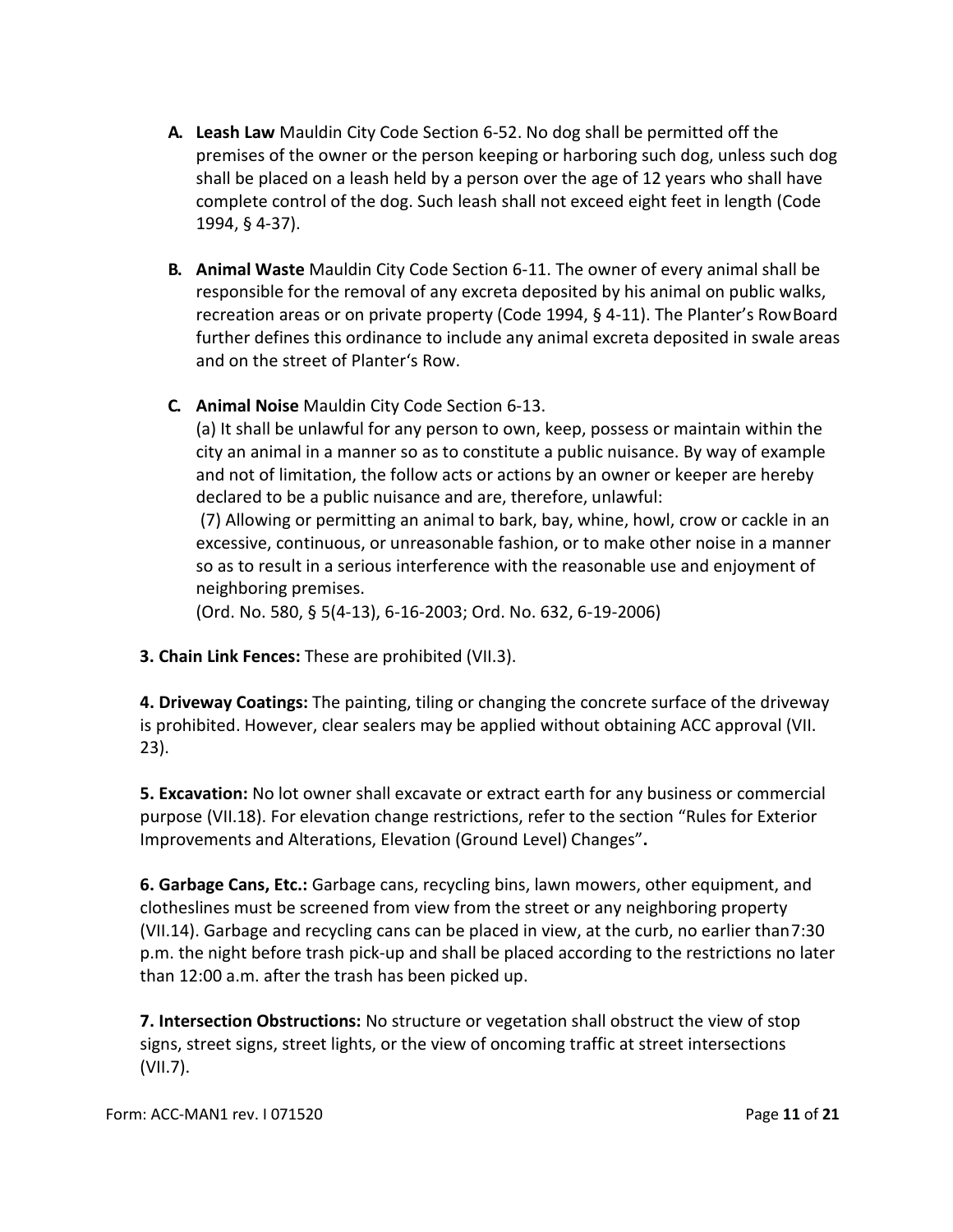A. **Leash Law** Mauldin City Code Section 6-52. No dog shall be permitted off the premises of the owner or the person keeping or harboring such dog, unless such dog shall be placed on a leash held by a person over the age of 12 years who shall have complete control of the dog. Such leash shall not exceed eight feet in length (Code 1994, § 4-37).

B. **Animal Waste** Mauldin City Code Section 6-11. The owner of every animal shall be responsible for the removal of any excreta deposited by his animal on public walks, recreation areas or on private property (Code 1994, § 4-11). The Planter's Row Board further defines this ordinance to include any animal excreta deposited in swale areas and on the street of Planter's Row.

C. **Animal Noise** Mauldin City Code Section 6-13.
(a) It shall be unlawful for any person to own, keep, possess or maintain within the city an animal in a manner so as to constitute a public nuisance. By way of example and not of limitation, the follow acts or actions by an owner or keeper are hereby declared to be a public nuisance and are, therefore, unlawful:
(7) Allowing or permitting an animal to bark, bay, whine, howl, crow or cackle in an excessive, continuous, or unreasonable fashion, or to make other noise in a manner so as to result in a serious interference with the reasonable use and enjoyment of neighboring premises.
(Ord. No. 580, § 5(4-13), 6-16-2003; Ord. No. 632, 6-19-2006)

**3. Chain Link Fences:** These are prohibited (VII.3).

**4. Driveway Coatings:** The painting, tiling or changing the concrete surface of the driveway is prohibited. However, clear sealers may be applied without obtaining ACC approval (VII. 23).

**5. Excavation:** No lot owner shall excavate or extract earth for any business or commercial purpose (VII.18). For elevation change restrictions, refer to the section "Rules for Exterior Improvements and Alterations, Elevation (Ground Level) Changes"**.**

**6. Garbage Cans, Etc.:** Garbage cans, recycling bins, lawn mowers, other equipment, and clotheslines must be screened from view from the street or any neighboring property (VII.14). Garbage and recycling cans can be placed in view, at the curb, no earlier than 7:30 p.m. the night before trash pick-up and shall be placed according to the restrictions no later than 12:00 a.m. after the trash has been picked up.

**7. Intersection Obstructions:** No structure or vegetation shall obstruct the view of stop signs, street signs, street lights, or the view of oncoming traffic at street intersections (VII.7).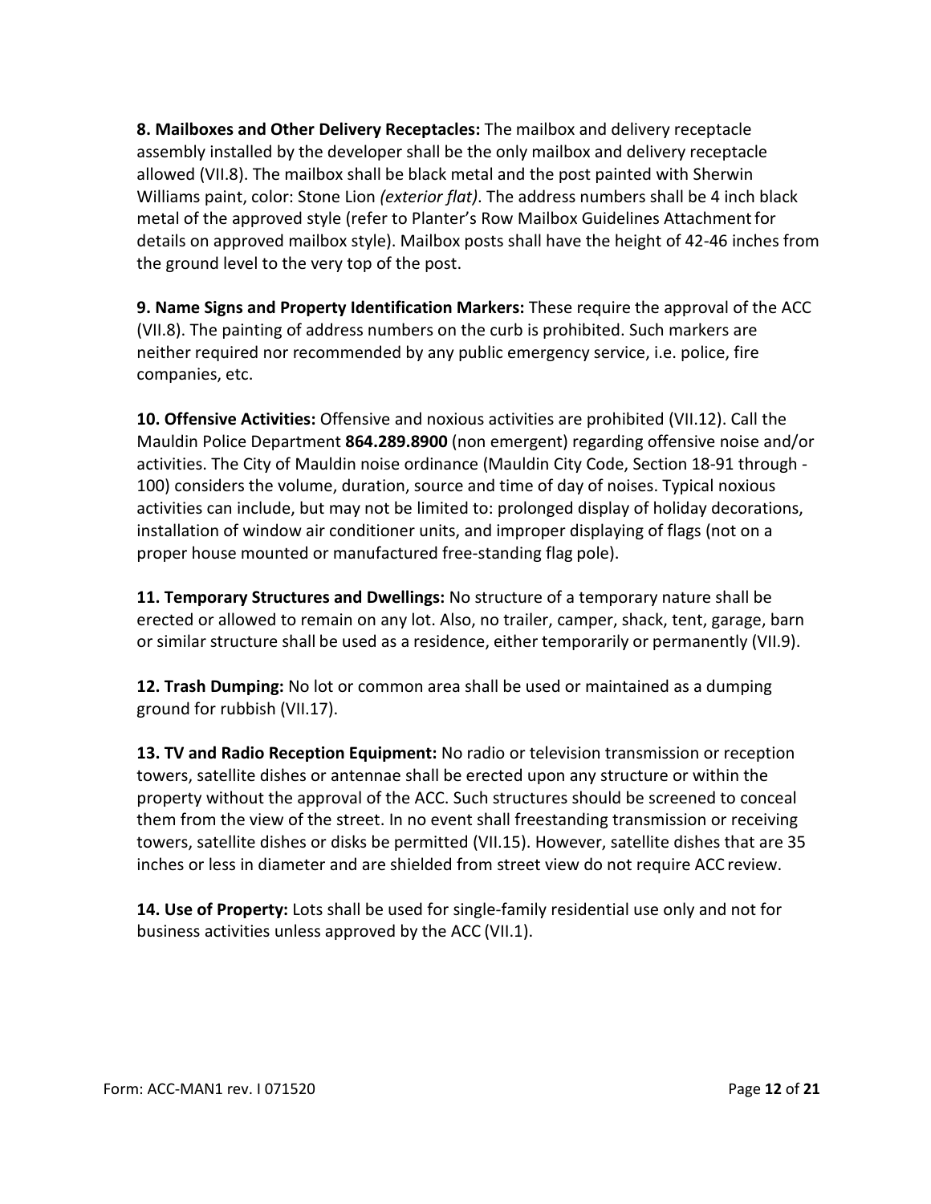**8. Mailboxes and Other Delivery Receptacles:** The mailbox and delivery receptacle assembly installed by the developer shall be the only mailbox and delivery receptacle allowed (VII.8). The mailbox shall be black metal and the post painted with Sherwin Williams paint, color: Stone Lion *(exterior flat)*. The address numbers shall be 4 inch black metal of the approved style (refer to Planter's Row Mailbox Guidelines Attachment for details on approved mailbox style). Mailbox posts shall have the height of 42-46 inches from the ground level to the very top of the post.

**9. Name Signs and Property Identification Markers:** These require the approval of the ACC (VII.8). The painting of address numbers on the curb is prohibited. Such markers are neither required nor recommended by any public emergency service, i.e. police, fire companies, etc.

**10. Offensive Activities:** Offensive and noxious activities are prohibited (VII.12). Call the Mauldin Police Department **864.289.8900** (non emergent) regarding offensive noise and/or activities. The City of Mauldin noise ordinance (Mauldin City Code, Section 18-91 through -100) considers the volume, duration, source and time of day of noises. Typical noxious activities can include, but may not be limited to: prolonged display of holiday decorations, installation of window air conditioner units, and improper displaying of flags (not on a proper house mounted or manufactured free-standing flag pole).

**11. Temporary Structures and Dwellings:** No structure of a temporary nature shall be erected or allowed to remain on any lot. Also, no trailer, camper, shack, tent, garage, barn or similar structure shall be used as a residence, either temporarily or permanently (VII.9).

**12. Trash Dumping:** No lot or common area shall be used or maintained as a dumping ground for rubbish (VII.17).

**13. TV and Radio Reception Equipment:** No radio or television transmission or reception towers, satellite dishes or antennae shall be erected upon any structure or within the property without the approval of the ACC. Such structures should be screened to conceal them from the view of the street. In no event shall freestanding transmission or receiving towers, satellite dishes or disks be permitted (VII.15). However, satellite dishes that are 35 inches or less in diameter and are shielded from street view do not require ACC review.

**14. Use of Property:** Lots shall be used for single-family residential use only and not for business activities unless approved by the ACC (VII.1).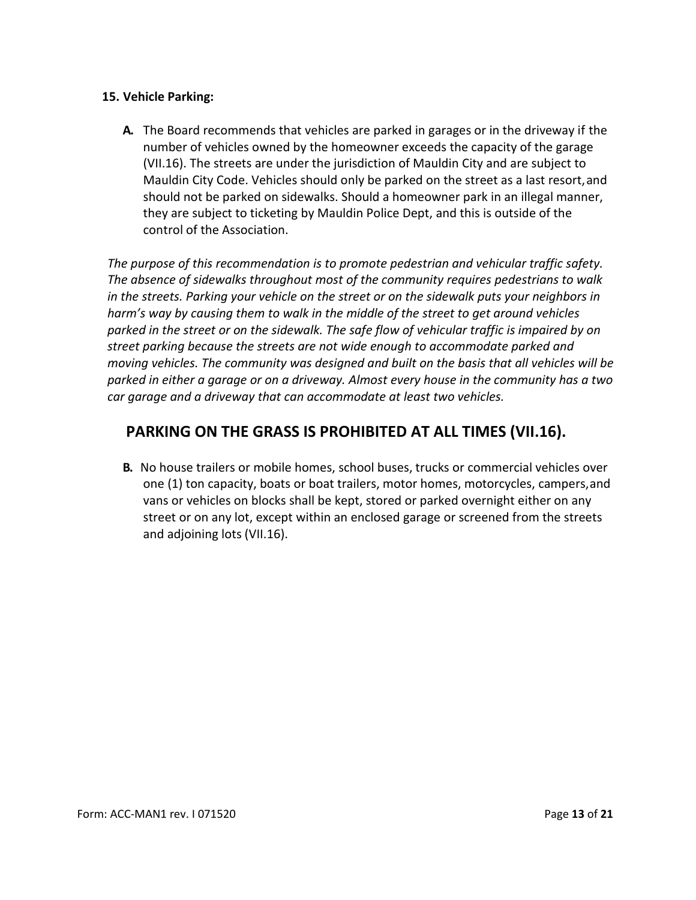**15. Vehicle Parking:**

**A.** The Board recommends that vehicles are parked in garages or in the driveway if the number of vehicles owned by the homeowner exceeds the capacity of the garage (VII.16). The streets are under the jurisdiction of Mauldin City and are subject to Mauldin City Code. Vehicles should only be parked on the street as a last resort, and should not be parked on sidewalks. Should a homeowner park in an illegal manner, they are subject to ticketing by Mauldin Police Dept, and this is outside of the control of the Association.

*The purpose of this recommendation is to promote pedestrian and vehicular traffic safety. The absence of sidewalks throughout most of the community requires pedestrians to walk in the streets. Parking your vehicle on the street or on the sidewalk puts your neighbors in harm's way by causing them to walk in the middle of the street to get around vehicles parked in the street or on the sidewalk. The safe flow of vehicular traffic is impaired by on street parking because the streets are not wide enough to accommodate parked and moving vehicles. The community was designed and built on the basis that all vehicles will be parked in either a garage or on a driveway. Almost every house in the community has a two car garage and a driveway that can accommodate at least two vehicles.*

## PARKING ON THE GRASS IS PROHIBITED AT ALL TIMES (VII.16).

**B.** No house trailers or mobile homes, school buses, trucks or commercial vehicles over one (1) ton capacity, boats or boat trailers, motor homes, motorcycles, campers, and vans or vehicles on blocks shall be kept, stored or parked overnight either on any street or on any lot, except within an enclosed garage or screened from the streets and adjoining lots (VII.16).

Form: ACC-MAN1 rev. I 071520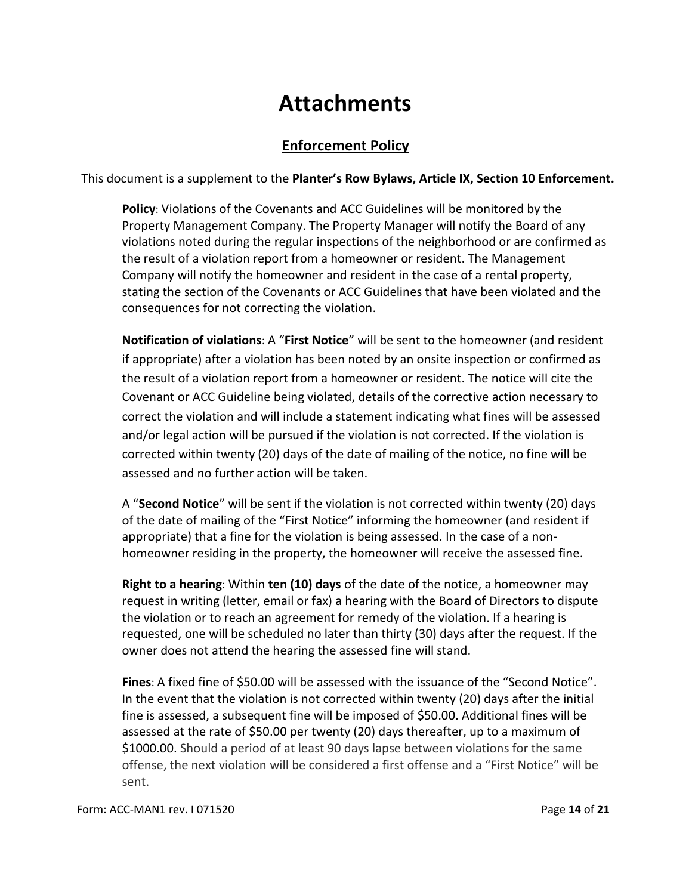# Attachments

## Enforcement Policy

This document is a supplement to the **Planter's Row Bylaws, Article IX, Section 10 Enforcement.**

**Policy**: Violations of the Covenants and ACC Guidelines will be monitored by the Property Management Company. The Property Manager will notify the Board of any violations noted during the regular inspections of the neighborhood or are confirmed as the result of a violation report from a homeowner or resident. The Management Company will notify the homeowner and resident in the case of a rental property, stating the section of the Covenants or ACC Guidelines that have been violated and the consequences for not correcting the violation.

**Notification of violations**: A "**First Notice**" will be sent to the homeowner (and resident if appropriate) after a violation has been noted by an onsite inspection or confirmed as the result of a violation report from a homeowner or resident. The notice will cite the Covenant or ACC Guideline being violated, details of the corrective action necessary to correct the violation and will include a statement indicating what fines will be assessed and/or legal action will be pursued if the violation is not corrected. If the violation is corrected within twenty (20) days of the date of mailing of the notice, no fine will be assessed and no further action will be taken.

A "**Second Notice**" will be sent if the violation is not corrected within twenty (20) days of the date of mailing of the "First Notice" informing the homeowner (and resident if appropriate) that a fine for the violation is being assessed. In the case of a non-homeowner residing in the property, the homeowner will receive the assessed fine.

**Right to a hearing**: Within **ten (10) days** of the date of the notice, a homeowner may request in writing (letter, email or fax) a hearing with the Board of Directors to dispute the violation or to reach an agreement for remedy of the violation. If a hearing is requested, one will be scheduled no later than thirty (30) days after the request. If the owner does not attend the hearing the assessed fine will stand.

**Fines**: A fixed fine of $50.00 will be assessed with the issuance of the "Second Notice". In the event that the violation is not corrected within twenty (20) days after the initial fine is assessed, a subsequent fine will be imposed of $50.00. Additional fines will be assessed at the rate of $50.00 per twenty (20) days thereafter, up to a maximum of $1000.00. Should a period of at least 90 days lapse between violations for the same offense, the next violation will be considered a first offense and a "First Notice" will be sent.

Form: ACC-MAN1 rev. I 071520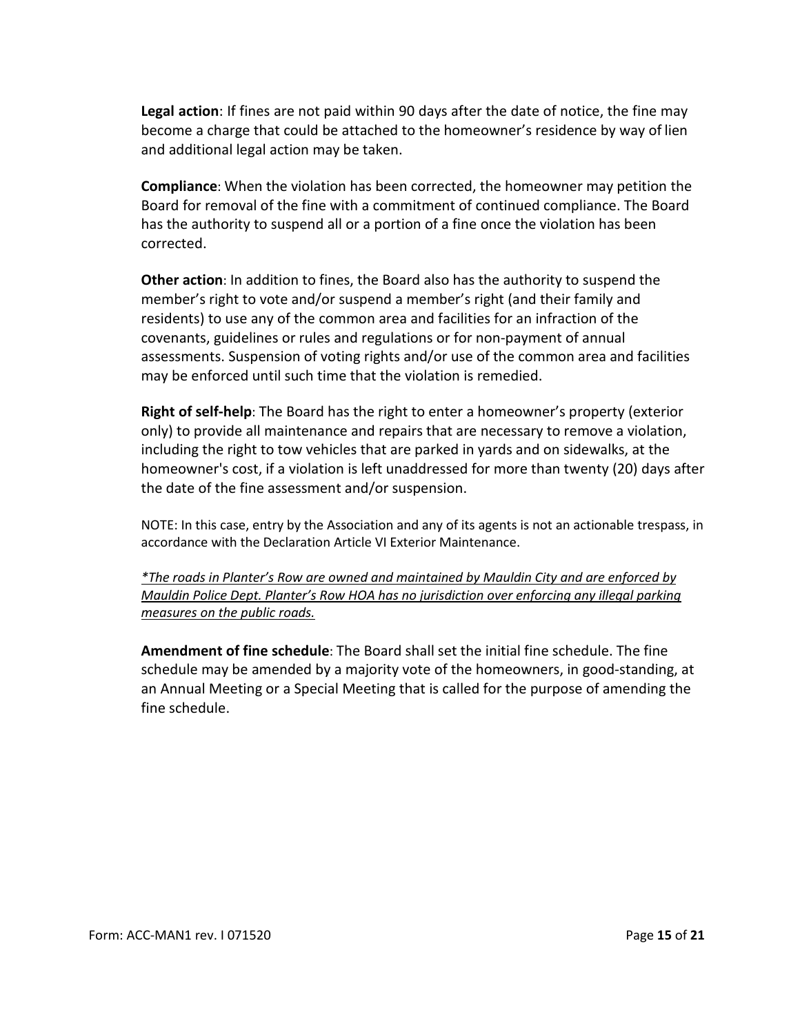**Legal action**: If fines are not paid within 90 days after the date of notice, the fine may become a charge that could be attached to the homeowner's residence by way of lien and additional legal action may be taken.

**Compliance**: When the violation has been corrected, the homeowner may petition the Board for removal of the fine with a commitment of continued compliance. The Board has the authority to suspend all or a portion of a fine once the violation has been corrected.

**Other action**: In addition to fines, the Board also has the authority to suspend the member's right to vote and/or suspend a member's right (and their family and residents) to use any of the common area and facilities for an infraction of the covenants, guidelines or rules and regulations or for non-payment of annual assessments. Suspension of voting rights and/or use of the common area and facilities may be enforced until such time that the violation is remedied.

**Right of self-help**: The Board has the right to enter a homeowner's property (exterior only) to provide all maintenance and repairs that are necessary to remove a violation, including the right to tow vehicles that are parked in yards and on sidewalks, at the homeowner's cost, if a violation is left unaddressed for more than twenty (20) days after the date of the fine assessment and/or suspension.

NOTE: In this case, entry by the Association and any of its agents is not an actionable trespass, in accordance with the Declaration Article VI Exterior Maintenance.

<u>*\*The roads in Planter's Row are owned and maintained by Mauldin City and are enforced by Mauldin Police Dept. Planter's Row HOA has no jurisdiction over enforcing any illegal parking measures on the public roads.*</u>

**Amendment of fine schedule**: The Board shall set the initial fine schedule. The fine schedule may be amended by a majority vote of the homeowners, in good-standing, at an Annual Meeting or a Special Meeting that is called for the purpose of amending the fine schedule.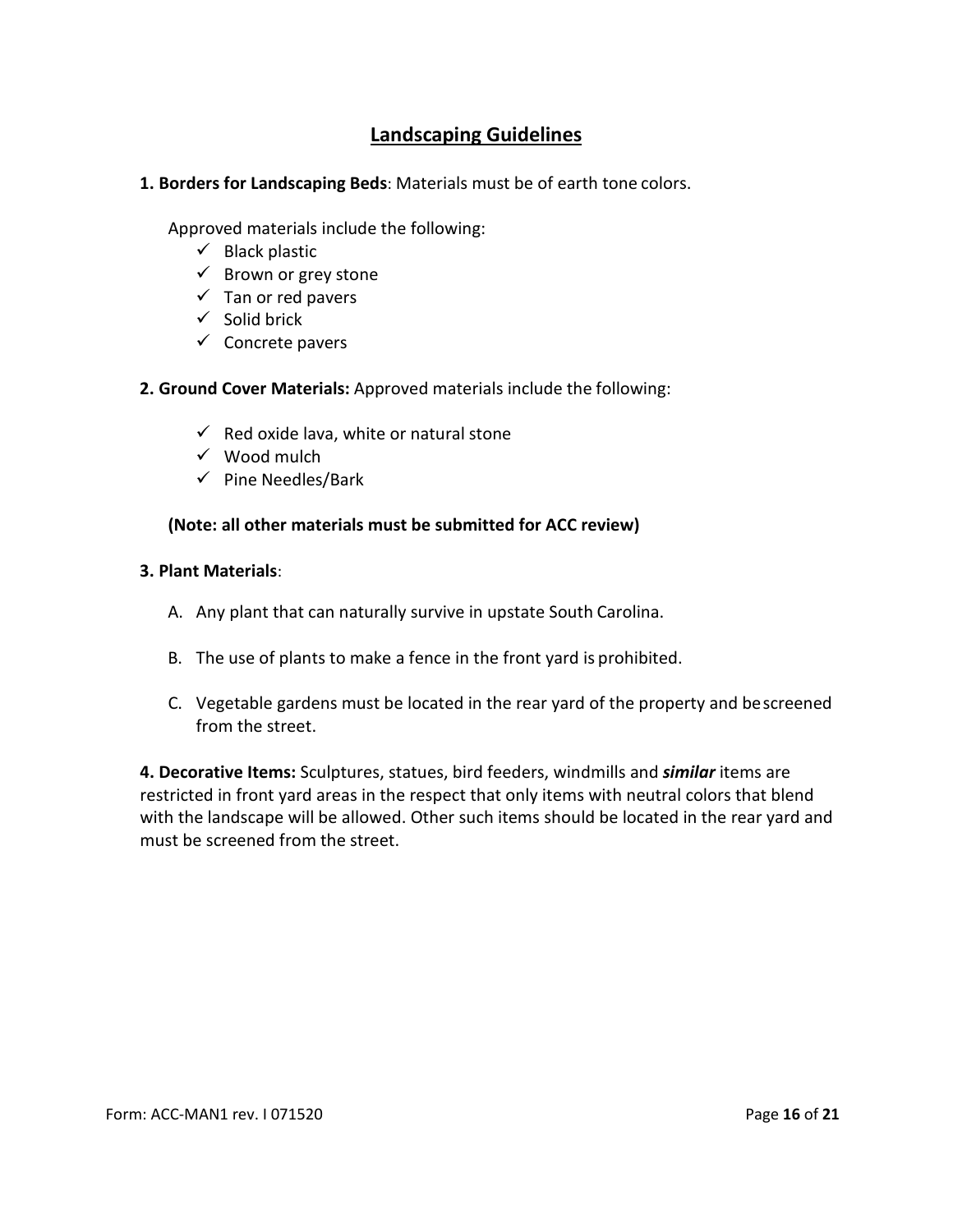## Landscaping Guidelines

**1. Borders for Landscaping Beds**: Materials must be of earth tone colors.

Approved materials include the following:

- ✓ Black plastic
- ✓ Brown or grey stone
- ✓ Tan or red pavers
- ✓ Solid brick
- ✓ Concrete pavers

**2. Ground Cover Materials:** Approved materials include the following:

- ✓ Red oxide lava, white or natural stone
- ✓ Wood mulch
- ✓ Pine Needles/Bark

**(Note: all other materials must be submitted for ACC review)**

**3. Plant Materials**:

A. Any plant that can naturally survive in upstate South Carolina.

B. The use of plants to make a fence in the front yard is prohibited.

C. Vegetable gardens must be located in the rear yard of the property and be screened from the street.

**4. Decorative Items:** Sculptures, statues, bird feeders, windmills and ***similar*** items are restricted in front yard areas in the respect that only items with neutral colors that blend with the landscape will be allowed. Other such items should be located in the rear yard and must be screened from the street.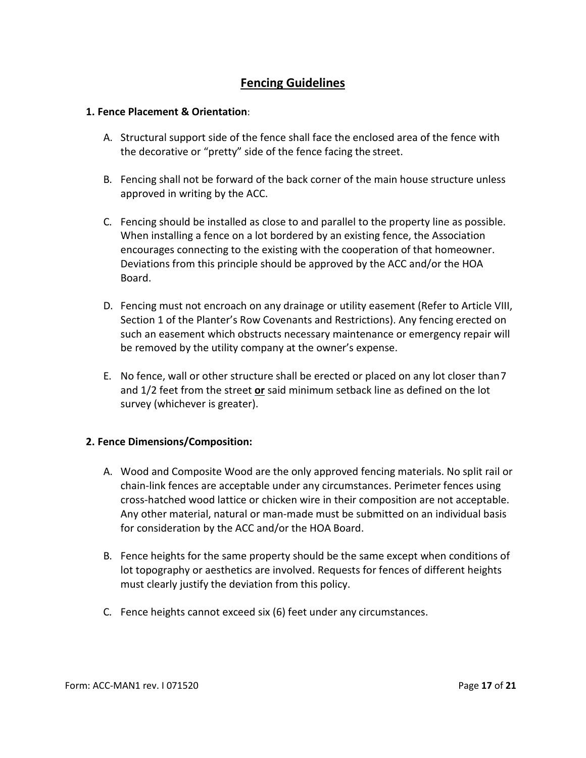## Fencing Guidelines

**1. Fence Placement & Orientation**:

A. Structural support side of the fence shall face the enclosed area of the fence with the decorative or "pretty" side of the fence facing the street.

B. Fencing shall not be forward of the back corner of the main house structure unless approved in writing by the ACC.

C. Fencing should be installed as close to and parallel to the property line as possible. When installing a fence on a lot bordered by an existing fence, the Association encourages connecting to the existing with the cooperation of that homeowner. Deviations from this principle should be approved by the ACC and/or the HOA Board.

D. Fencing must not encroach on any drainage or utility easement (Refer to Article VIII, Section 1 of the Planter's Row Covenants and Restrictions). Any fencing erected on such an easement which obstructs necessary maintenance or emergency repair will be removed by the utility company at the owner's expense.

E. No fence, wall or other structure shall be erected or placed on any lot closer than 7 and 1/2 feet from the street **<u>or</u>** said minimum setback line as defined on the lot survey (whichever is greater).

**2. Fence Dimensions/Composition:**

A. Wood and Composite Wood are the only approved fencing materials. No split rail or chain-link fences are acceptable under any circumstances. Perimeter fences using cross-hatched wood lattice or chicken wire in their composition are not acceptable. Any other material, natural or man-made must be submitted on an individual basis for consideration by the ACC and/or the HOA Board.

B. Fence heights for the same property should be the same except when conditions of lot topography or aesthetics are involved. Requests for fences of different heights must clearly justify the deviation from this policy.

C. Fence heights cannot exceed six (6) feet under any circumstances.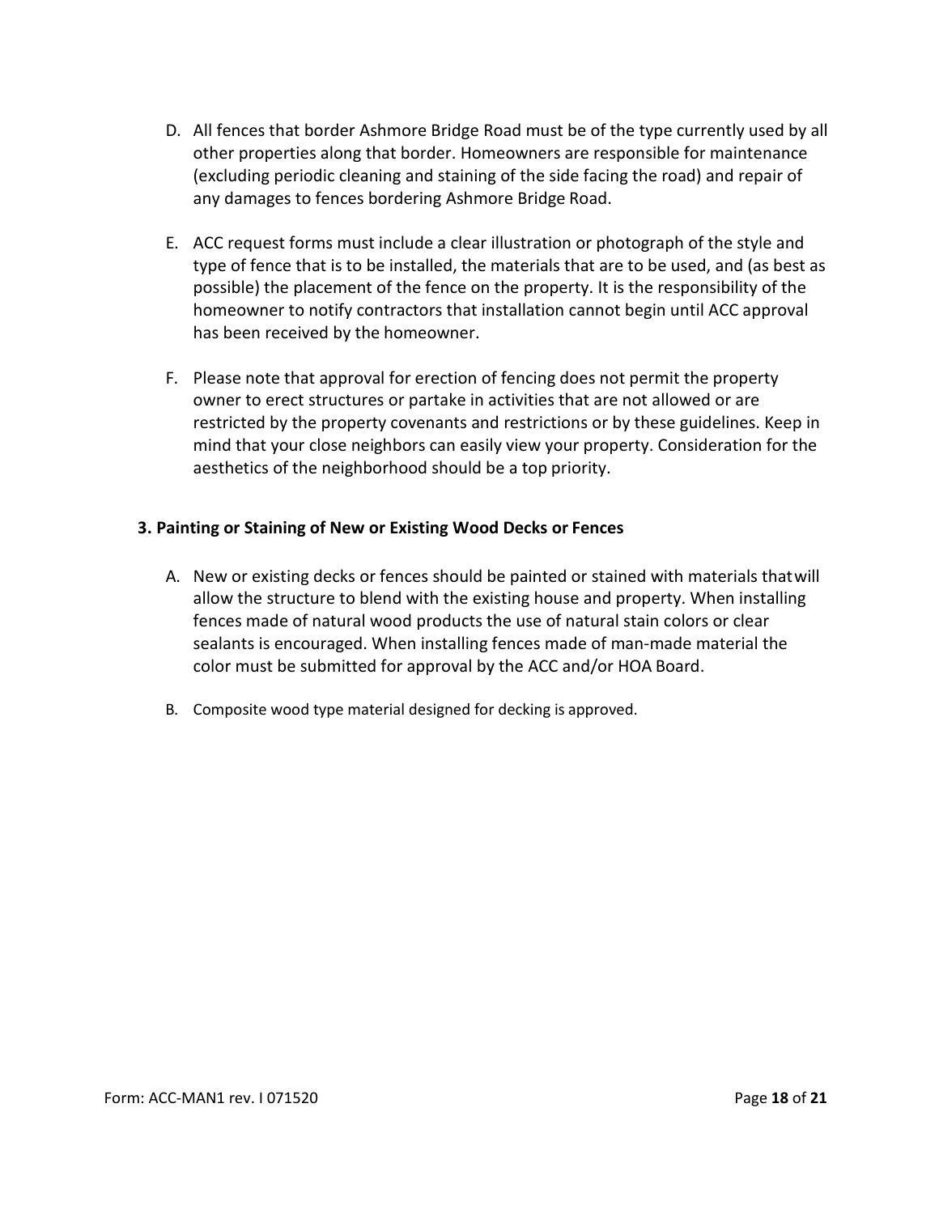D. All fences that border Ashmore Bridge Road must be of the type currently used by all other properties along that border. Homeowners are responsible for maintenance (excluding periodic cleaning and staining of the side facing the road) and repair of any damages to fences bordering Ashmore Bridge Road.

E. ACC request forms must include a clear illustration or photograph of the style and type of fence that is to be installed, the materials that are to be used, and (as best as possible) the placement of the fence on the property. It is the responsibility of the homeowner to notify contractors that installation cannot begin until ACC approval has been received by the homeowner.

F. Please note that approval for erection of fencing does not permit the property owner to erect structures or partake in activities that are not allowed or are restricted by the property covenants and restrictions or by these guidelines. Keep in mind that your close neighbors can easily view your property. Consideration for the aesthetics of the neighborhood should be a top priority.

### 3. Painting or Staining of New or Existing Wood Decks or Fences

A. New or existing decks or fences should be painted or stained with materials that will allow the structure to blend with the existing house and property. When installing fences made of natural wood products the use of natural stain colors or clear sealants is encouraged. When installing fences made of man-made material the color must be submitted for approval by the ACC and/or HOA Board.

B. Composite wood type material designed for decking is approved.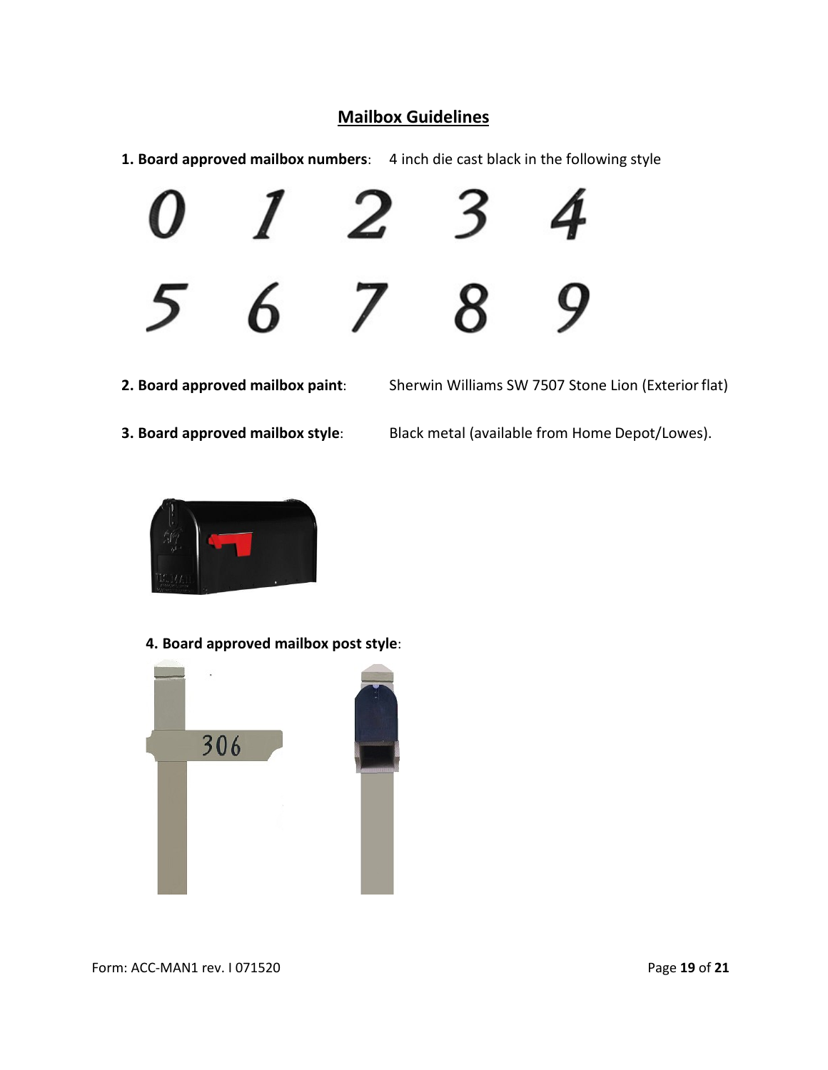## Mailbox Guidelines

**1. Board approved mailbox numbers**: 4 inch die cast black in the following style

**2. Board approved mailbox paint**: Sherwin Williams SW 7507 Stone Lion (Exterior flat)

**3. Board approved mailbox style**: Black metal (available from Home Depot/Lowes).

**4. Board approved mailbox post style**: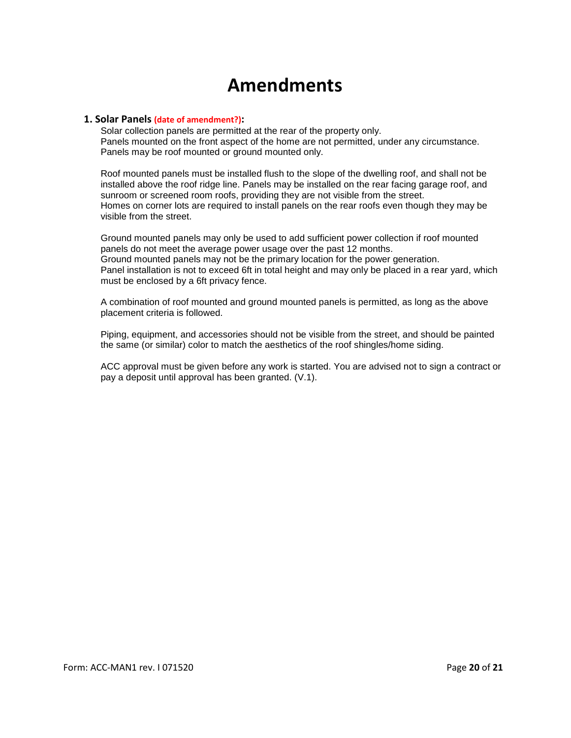# Amendments

**1. Solar Panels (date of amendment?):**

Solar collection panels are permitted at the rear of the property only.
Panels mounted on the front aspect of the home are not permitted, under any circumstance.
Panels may be roof mounted or ground mounted only.

Roof mounted panels must be installed flush to the slope of the dwelling roof, and shall not be installed above the roof ridge line. Panels may be installed on the rear facing garage roof, and sunroom or screened room roofs, providing they are not visible from the street.
Homes on corner lots are required to install panels on the rear roofs even though they may be visible from the street.

Ground mounted panels may only be used to add sufficient power collection if roof mounted panels do not meet the average power usage over the past 12 months.
Ground mounted panels may not be the primary location for the power generation.
Panel installation is not to exceed 6ft in total height and may only be placed in a rear yard, which must be enclosed by a 6ft privacy fence.

A combination of roof mounted and ground mounted panels is permitted, as long as the above placement criteria is followed.

Piping, equipment, and accessories should not be visible from the street, and should be painted the same (or similar) color to match the aesthetics of the roof shingles/home siding.

ACC approval must be given before any work is started. You are advised not to sign a contract or pay a deposit until approval has been granted. (V.1).

Form: ACC-MAN1 rev. I 071520